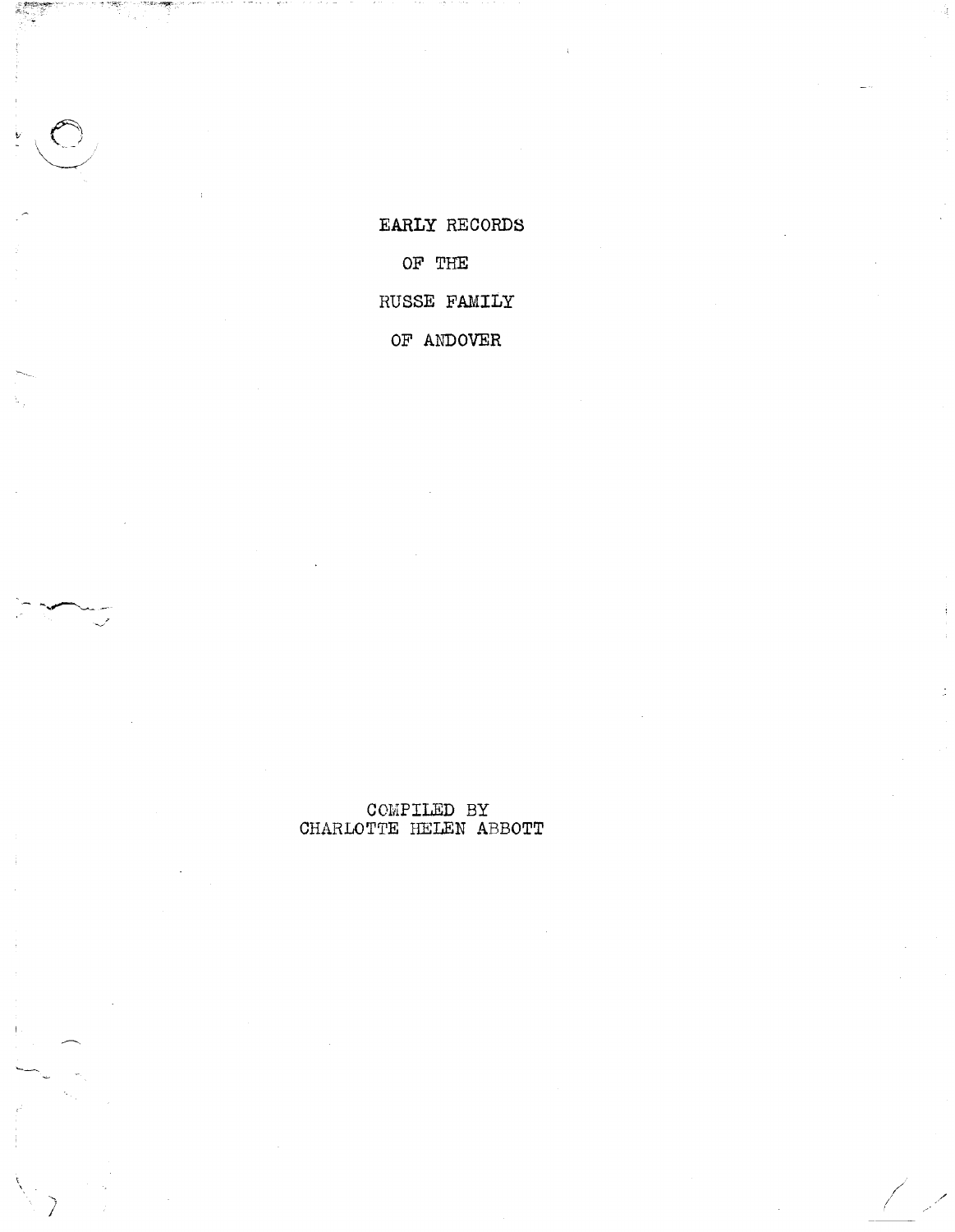# EARLY RECORDS

# OF THE

# RUSSE FAMILY

# OF ANDOVER

COMPILED BY
CHARLOTTE HELEN ABBOTT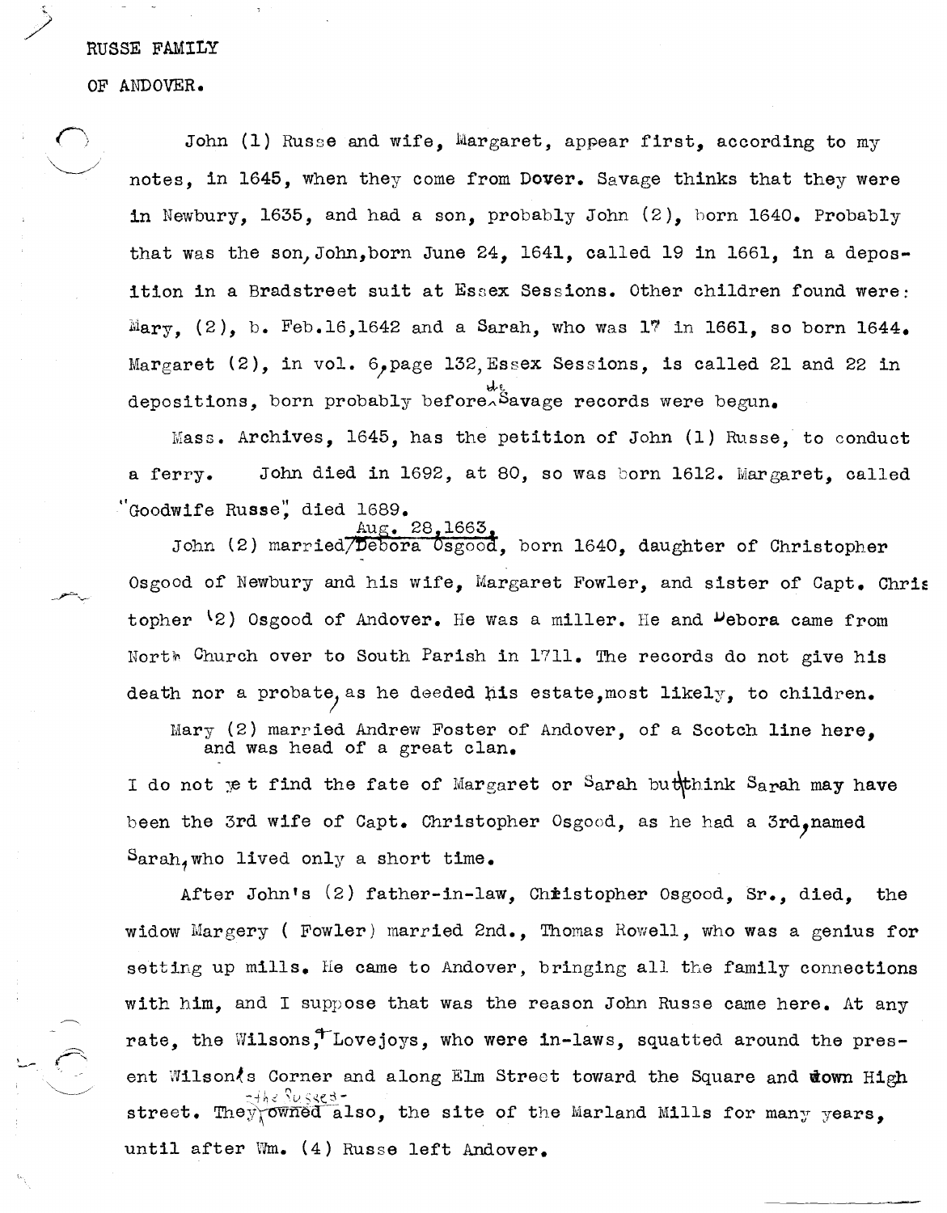RUSSE FAMILY

OF ANDOVER.

John (1) Russe and wife, Margaret, appear first, according to my notes, in 1645, when they come from Dover. Savage thinks that they were in Newbury, 1635, and had a son, probably John (2), born 1640. Probably that was the son, John, born June 24, 1641, called 19 in 1661, in a deposition in a Bradstreet suit at Essex Sessions. Other children found were: Mary, (2), b. Feb.16,1642 and a Sarah, who was 17 in 1661, so born 1644. Margaret (2), in vol. 6, page 132, Essex Sessions, is called 21 and 22 in depositions, born probably before the Savage records were begun.

Mass. Archives, 1645, has the petition of John (1) Russe, to conduct a ferry. John died in 1692, at 80, so was born 1612. Margaret, called "Goodwife Russe", died 1689.

John (2) married Aug. 28, 1663, Debora Osgood, born 1640, daughter of Christopher Osgood of Newbury and his wife, Margaret Fowler, and sister of Capt. Christopher (2) Osgood of Andover. He was a miller. He and Debora came from North Church over to South Parish in 1711. The records do not give his death nor a probate, as he deeded his estate, most likely, to children.

Mary (2) married Andrew Foster of Andover, of a Scotch line here, and was head of a great clan.

I do not yet find the fate of Margaret or Sarah but think Sarah may have been the 3rd wife of Capt. Christopher Osgood, as he had a 3rd, named Sarah, who lived only a short time.

After John's (2) father-in-law, Christopher Osgood, Sr., died, the widow Margery (Fowler) married 2nd., Thomas Rowell, who was a genius for setting up mills. He came to Andover, bringing all the family connections with him, and I suppose that was the reason John Russe came here. At any rate, the Wilsons, Lovejoys, who were in-laws, squatted around the present Wilson's Corner and along Elm Street toward the Square and down High street. They - the Russes - owned also, the site of the Marland Mills for many years, until after Wm. (4) Russe left Andover.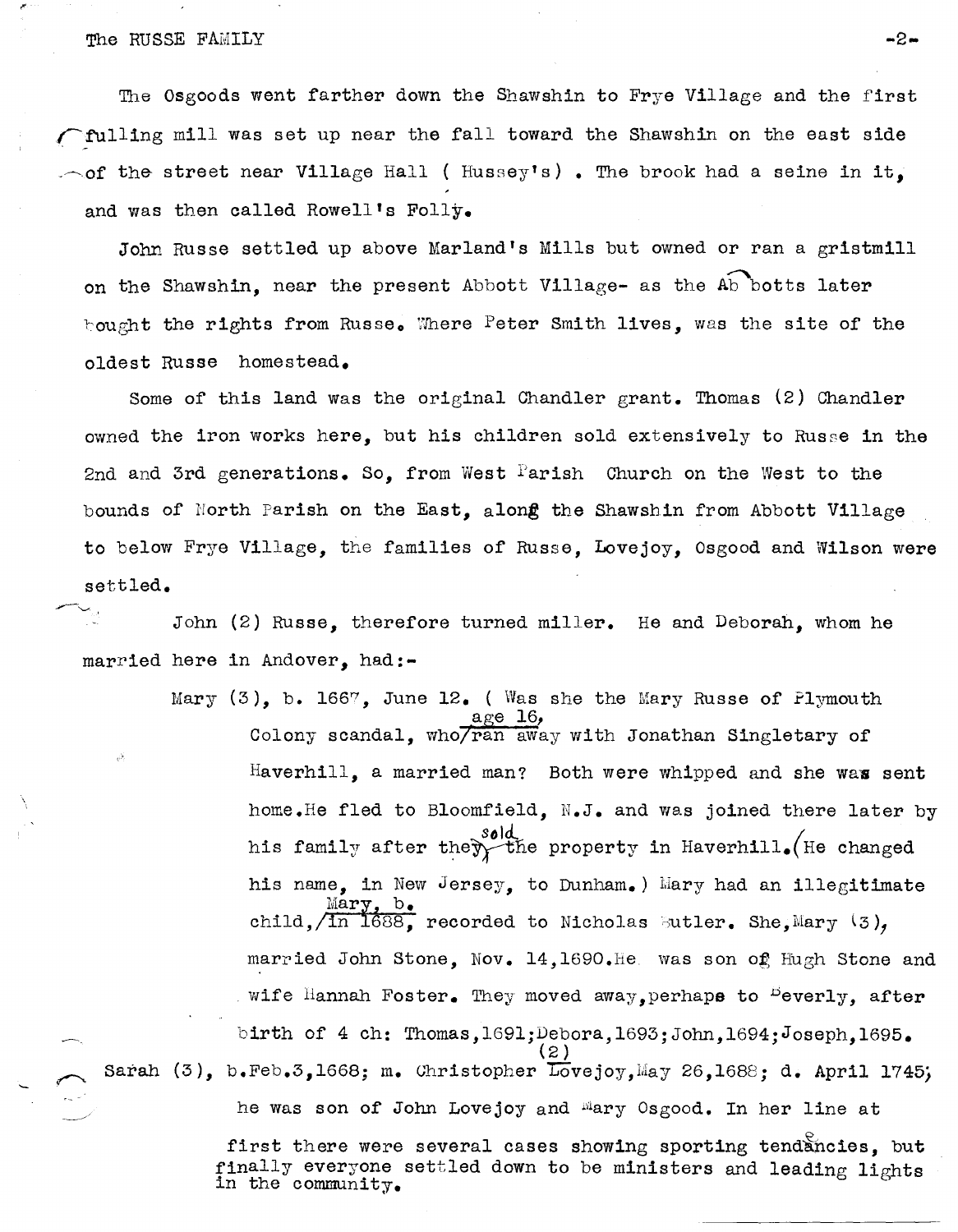The Osgoods went farther down the Shawshin to Frye Village and the first fulling mill was set up near the fall toward the Shawshin on the east side of the street near Village Hall ( Hussey's) . The brook had a seine in it, and was then called Rowell's Folly.

John Russe settled up above Marland's Mills but owned or ran a gristmill on the Shawshin, near the present Abbott Village- as the Abbotts later bought the rights from Russe. Where Peter Smith lives, was the site of the oldest Russe homestead.

Some of this land was the original Chandler grant. Thomas (2) Chandler owned the iron works here, but his children sold extensively to Russe in the 2nd and 3rd generations. So, from West Parish Church on the West to the bounds of North Parish on the East, along the Shawshin from Abbott Village to below Frye Village, the families of Russe, Lovejoy, Osgood and Wilson were settled.

John (2) Russe, therefore turned miller. He and Deborah, whom he married here in Andover, had:-

Mary (3), b. 1667, June 12. ( Was she the Mary Russe of Plymouth Colony scandal, who, age 16, ran away with Jonathan Singletary of Haverhill, a married man? Both were whipped and she was sent home. He fled to Bloomfield, N.J. and was joined there later by his family after they sold the property in Haverhill. (He changed his name, in New Jersey, to Dunham.) Mary had an illegitimate child, Mary, b. in 1688, recorded to Nicholas Butler. She, Mary (3), married John Stone, Nov. 14, 1690. He was son of Hugh Stone and wife Hannah Foster. They moved away, perhaps to Beverly, after birth of 4 ch: Thomas, 1691; Debora, 1693; John, 1694; Joseph, 1695.

Sarah (3), b. Feb. 3, 1668; m. Christopher (2) Lovejoy, May 26, 1688; d. April 1745; he was son of John Lovejoy and Mary Osgood. In her line at first there were several cases showing sporting tendencies, but finally everyone settled down to be ministers and leading lights in the community.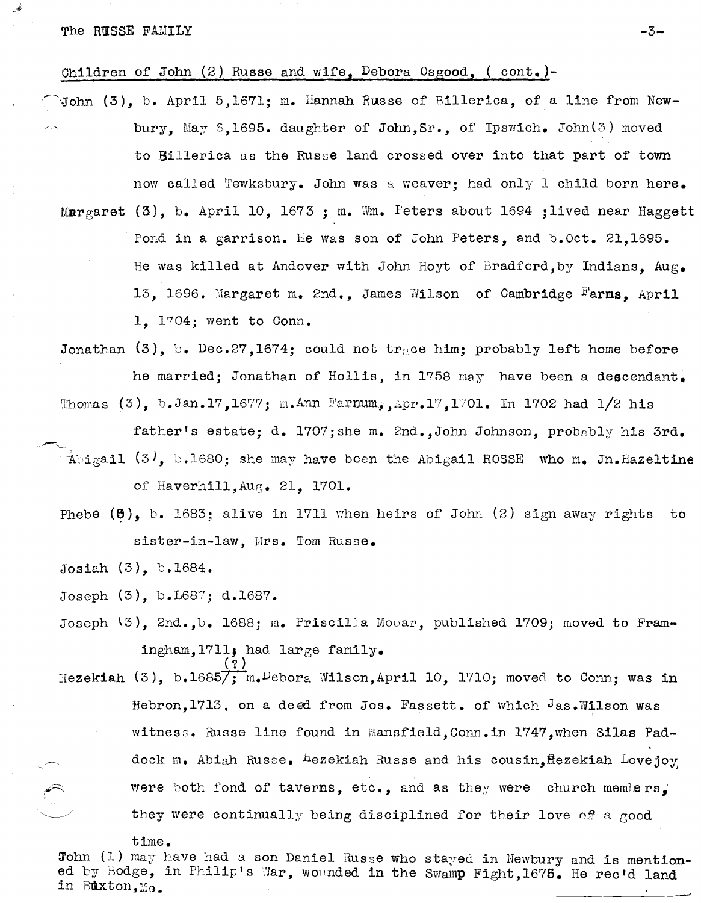Children of John (2) Russe and wife, Debora Osgood, ( cont.)-

John (3), b. April 5,1671; m. Hannah Russe of Billerica, of a line from Newbury, May 6,1695. daughter of John,Sr., of Ipswich. John(3) moved to Billerica as the Russe land crossed over into that part of town now called Tewksbury. John was a weaver; had only 1 child born here.

Margaret (3), b. April 10, 1673 ; m. Wm. Peters about 1694 ;lived near Haggett Pond in a garrison. He was son of John Peters, and b.Oct. 21,1695. He was killed at Andover with John Hoyt of Bradford,by Indians, Aug. 13, 1696. Margaret m. 2nd., James Wilson of Cambridge Farms, April 1, 1704; went to Conn.

Jonathan (3), b. Dec.27,1674; could not trace him; probably left home before he married; Jonathan of Hollis, in 1758 may have been a descendant.

Thomas (3), b.Jan.17,1677; m.Ann Farnum,,Apr.17,1701. In 1702 had 1/2 his father's estate; d. 1707;she m. 2nd.,John Johnson, probably his 3rd.

Abigail (3), b.1680; she may have been the Abigail ROSSE who m. Jn.Hazeltine of Haverhill,Aug. 21, 1701.

Phebe (3), b. 1683; alive in 1711 when heirs of John (2) sign away rights to sister-in-law, Mrs. Tom Russe.

Josiah (3), b.1684.

Joseph (3), b.1687; d.1687.

Joseph (3), 2nd.,b. 1688; m. Priscilla Mooar, published 1709; moved to Framingham,1711; had large family.

Hezekiah (3), b.1685/(?); m.Debora Wilson,April 10, 1710; moved to Conn; was in Hebron,1713, on a deed from Jos. Fassett. of which Jas.Wilson was witness. Russe line found in Mansfield,Conn.in 1747,when Silas Paddock m. Abiah Russe. Hezekiah Russe and his cousin,Hezekiah Lovejoy were both fond of taverns, etc., and as they were church members, they were continually being disciplined for their love of a good time.

John (1) may have had a son Daniel Russe who stayed in Newbury and is mentioned by Bodge, in Philip's War, wounded in the Swamp Fight,1675. He rec'd land in Buxton,Me.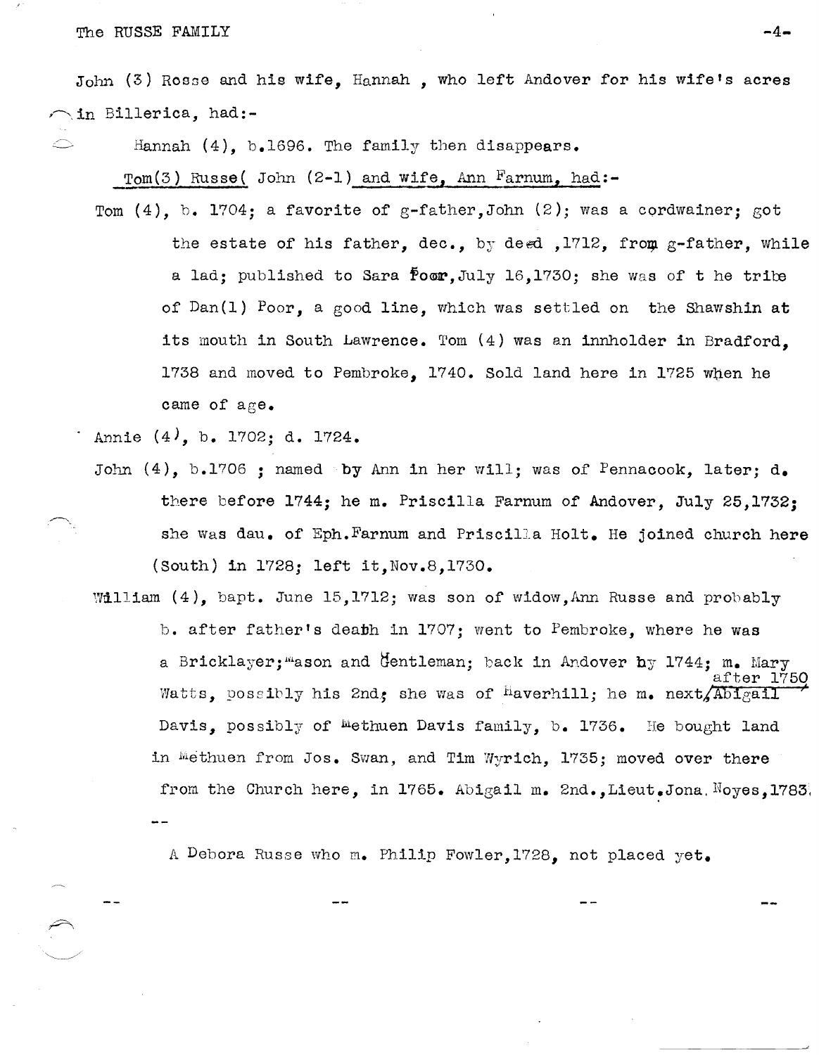John (3) Rosse and his wife, Hannah , who left Andover for his wife's acres in Billerica, had:-

Hannah (4), b.1696. The family then disappears.

Tom(3) Russe( John (2-1) and wife, Ann Farnum, had:-

Tom (4), b. 1704; a favorite of g-father,John (2); was a cordwainer; got the estate of his father, dec., by deed ,1712, from g-father, while a lad; published to Sara Poor,July 16,1730; she was of t he tribe of Dan(1) Poor, a good line, which was settled on the Shawshin at its mouth in South Lawrence. Tom (4) was an innholder in Bradford, 1738 and moved to Pembroke, 1740. Sold land here in 1725 when he came of age.

Annie (4), b. 1702; d. 1724.

John (4), b.1706 ; named by Ann in her will; was of Pennacook, later; d. there before 1744; he m. Priscilla Farnum of Andover, July 25,1732; she was dau. of Eph.Farnum and Priscilla Holt. He joined church here (South) in 1728; left it,Nov.8,1730.

William (4), bapt. June 15,1712; was son of widow,Ann Russe and probably b. after father's death in 1707; went to Pembroke, where he was a Bricklayer;Mason and Gentleman; back in Andover by 1744; m. Mary Watts, possibly his 2nd; she was of Haverhill; he m. next, after 1750 Abigail Davis, possibly of Methuen Davis family, b. 1736. He bought land in Methuen from Jos. Swan, and Tim Wyrich, 1735; moved over there from the Church here, in 1765. Abigail m. 2nd.,Lieut.Jona.Noyes,1783.

--

A Debora Russe who m. Philip Fowler,1728, not placed yet.

-- -- -- --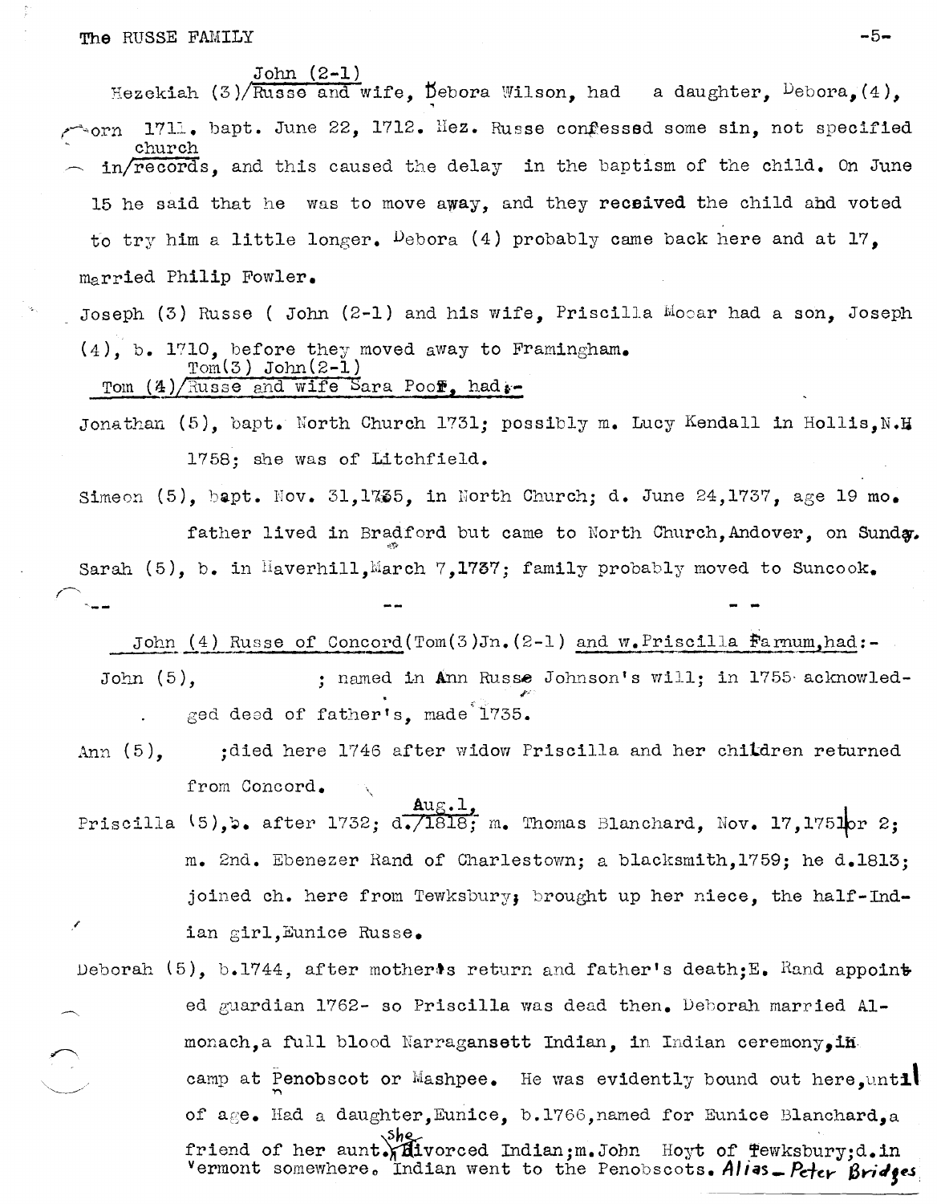Hezekiah (3) John (2-1) Russe and wife, Debora Wilson, had a daughter, Debora,(4), born 1711. bapt. June 22, 1712. Hez. Russe confessed some sin, not specified in church records, and this caused the delay in the baptism of the child. On June 15 he said that he was to move away, and they received the child and voted to try him a little longer. Debora (4) probably came back here and at 17, married Philip Fowler.

Joseph (3) Russe ( John (2-1) and his wife, Priscilla Mooar had a son, Joseph (4), b. 1710, before they moved away to Framingham.

Tom (4) Tom(3) John(2-1) Russe and wife Sara Poof, had:-

Jonathan (5), bapt. North Church 1731; possibly m. Lucy Kendall in Hollis,N.H 1758; she was of Litchfield.

Simeon (5), bapt. Nov. 31,1735, in North Church; d. June 24,1737, age 19 mo. father lived in Bradford but came to North Church,Andover, on Sunday.

Sarah (5), b. in Haverhill,March 7,1737; family probably moved to Suncook.

-- -- - -

John (4) Russe of Concord(Tom(3)Jn.(2-1) and w.Priscilla Farnum,had:-

John (5), ; named in Ann Russe Johnson's will; in 1755 acknowledged deed of father's, made 1735.

Ann (5), ;died here 1746 after widow Priscilla and her children returned from Concord.

Priscilla (5),b. after 1732; d. Aug.1, 1818; m. Thomas Blanchard, Nov. 17,1751 or 2; m. 2nd. Ebenezer Rand of Charlestown; a blacksmith,1759; he d.1813; joined ch. here from Tewksbury; brought up her niece, the half-Indian girl,Eunice Russe.

Deborah (5), b.1744, after mother's return and father's death;E. Rand appointed guardian 1762- so Priscilla was dead then. Deborah married Almonach,a full blood Narragansett Indian, in Indian ceremony,in camp at Penobscot or Mashpee. He was evidently bound out here,until of age. Had a daughter,Eunice, b.1766,named for Eunice Blanchard,a friend of her aunt. She divorced Indian;m.John Hoyt of Tewksbury;d.in Vermont somewhere. Indian went to the Penobscots. *Alias - Peter Bridges*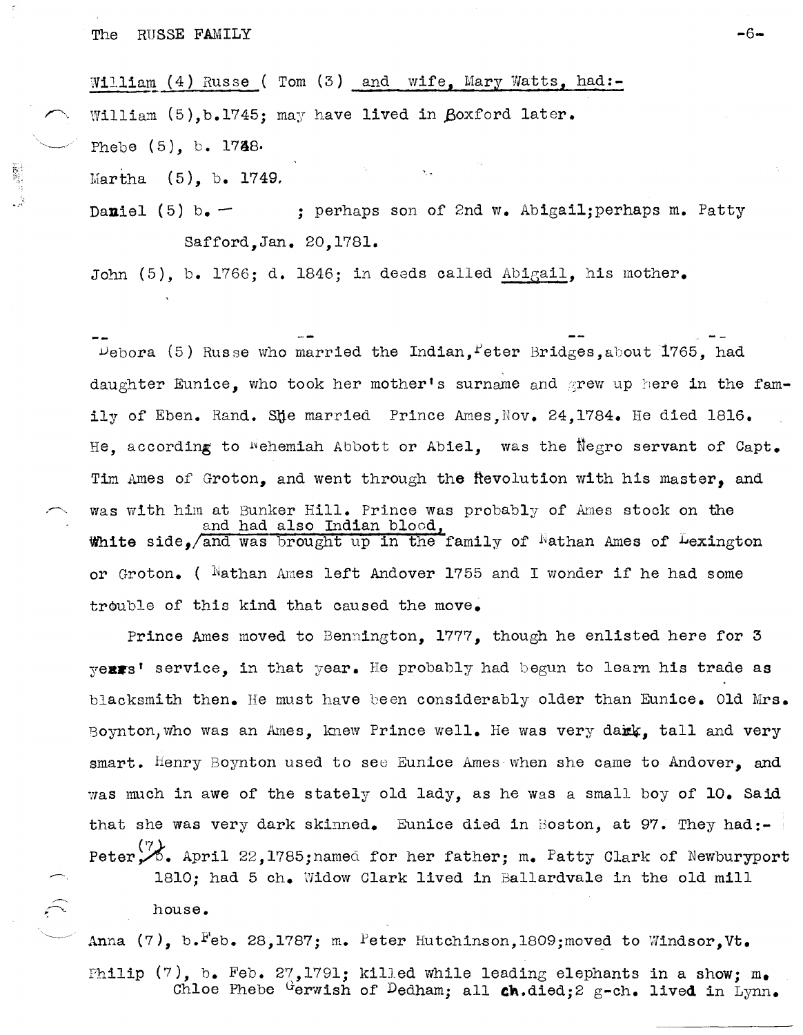William (4) Russe ( Tom (3) and wife, Mary Watts, had:-

William (5), b. 1745; may have lived in Boxford later.

Phebe (5), b. 1748.

Martha (5), b. 1749.

Daniel (5) b. — ; perhaps son of 2nd w. Abigail; perhaps m. Patty Safford, Jan. 20, 1781.

John (5), b. 1766; d. 1846; in deeds called Abigail, his mother.

-- -- -- --

Debora (5) Russe who married the Indian, Peter Bridges, about 1765, had daughter Eunice, who took her mother's surname and grew up here in the family of Eben. Rand. She married Prince Ames, Nov. 24, 1784. He died 1816. He, according to Nehemiah Abbott or Abiel, was the Negro servant of Capt. Tim Ames of Groton, and went through the Revolution with his master, and was with him at Bunker Hill. Prince was probably of Ames stock on the White side, and had also Indian blood, and was brought up in the family of Nathan Ames of Lexington or Groton. ( Nathan Ames left Andover 1755 and I wonder if he had some trouble of this kind that caused the move.

Prince Ames moved to Bennington, 1777, though he enlisted here for 3 years' service, in that year. He probably had begun to learn his trade as blacksmith then. He must have been considerably older than Eunice. Old Mrs. Boynton, who was an Ames, knew Prince well. He was very dark, tall and very smart. Henry Boynton used to see Eunice Ames when she came to Andover, and was much in awe of the stately old lady, as he was a small boy of 10. Said that she was very dark skinned. Eunice died in Boston, at 97. They had:-

Peter (7), b. April 22, 1785; named for her father; m. Patty Clark of Newburyport 1810; had 5 ch. Widow Clark lived in Ballardvale in the old mill house.

Anna (7), b. Feb. 28, 1787; m. Peter Hutchinson, 1809; moved to Windsor, Vt.

Philip (7), b. Feb. 27, 1791; killed while leading elephants in a show; m. Chloe Phebe Gerwish of Dedham; all ch. died; 2 g-ch. lived in Lynn.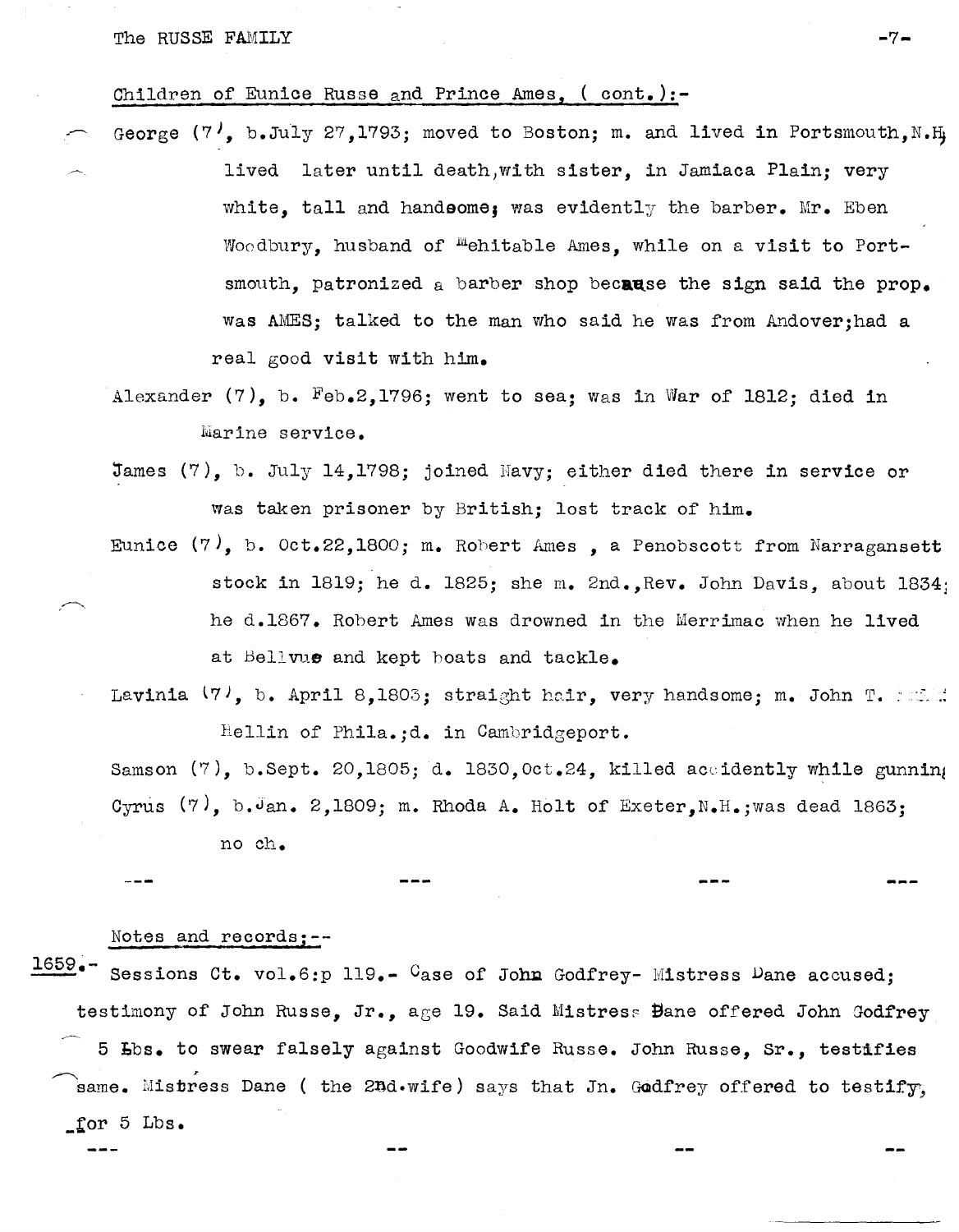Children of Eunice Russe and Prince Ames, ( cont.):-

George (7), b.July 27,1793; moved to Boston; m. and lived in Portsmouth,N.H; lived later until death,with sister, in Jamiaca Plain; very white, tall and handsome; was evidently the barber. Mr. Eben Woodbury, husband of Mehitable Ames, while on a visit to Portsmouth, patronized a barber shop because the sign said the prop. was AMES; talked to the man who said he was from Andover;had a real good visit with him.

Alexander (7), b. Feb.2,1796; went to sea; was in War of 1812; died in Marine service.

James (7), b. July 14,1798; joined Navy; either died there in service or was taken prisoner by British; lost track of him.

Eunice (7), b. Oct.22,1800; m. Robert Ames , a Penobscott from Narragansett stock in 1819; he d. 1825; she m. 2nd.,Rev. John Davis, about 1834; he d.1867. Robert Ames was drowned in the Merrimac when he lived at Bellvue and kept boats and tackle.

Lavinia (7), b. April 8,1803; straight hair, very handsome; m. John T. ... Hellin of Phila.;d. in Cambridgeport.

Samson (7), b.Sept. 20,1805; d. 1830,Oct.24, killed accidently while gunning

Cyrus (7), b.Jan. 2,1809; m. Rhoda A. Holt of Exeter,N.H.;was dead 1863; no ch.

--- --- --- ---

Notes and records;--

1659.- Sessions Ct. vol.6:p 119.- Case of John Godfrey- Mistress Dane accused; testimony of John Russe, Jr., age 19. Said Mistress Dane offered John Godfrey 5 Lbs. to swear falsely against Goodwife Russe. John Russe, Sr., testifies same. Mistress Dane ( the 2nd.wife) says that Jn. Godfrey offered to testify, for 5 Lbs.

--- -- -- --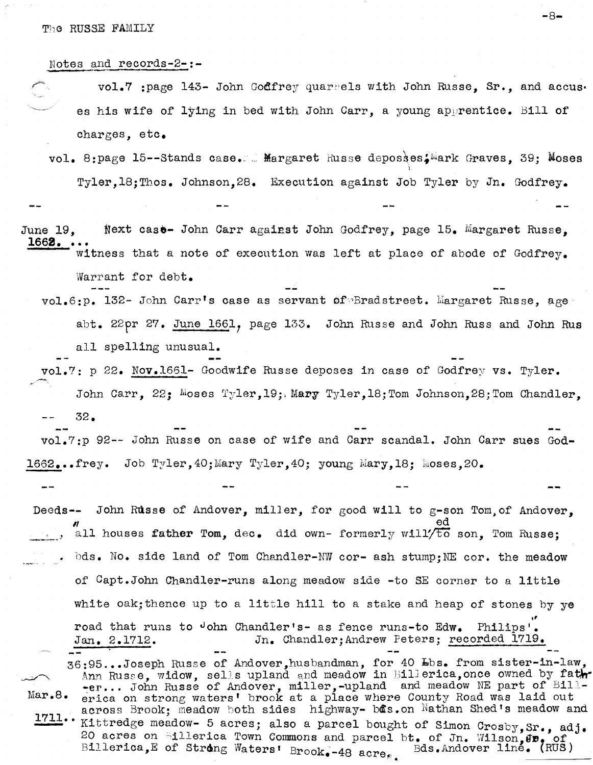The RUSSE FAMILY

Notes and records-2-:-

vol.7 :page 143- John Godfrey quarrels with John Russe, Sr., and accuses his wife of lying in bed with John Carr, a young apprentice. Bill of charges, etc.

vol. 8:page 15--Stands case. Margaret Russe deposes; Mark Graves, 39; Moses Tyler,18;Thos. Johnson,28. Execution against Job Tyler by Jn. Godfrey.

-- -- -- --

June 19, 1662. ... Next case- John Carr against John Godfrey, page 15. Margaret Russe, witness that a note of execution was left at place of abode of Godfrey. Warrant for debt.

--- -- --

vol.6:p. 132- John Carr's case as servant of Bradstreet. Margaret Russe, age abt. 22 or 27. June 1661, page 133. John Russe and John Russ and John Rus all spelling unusual.

-- -- --

vol.7: p 22. Nov.1661- Goodwife Russe deposes in case of Godfrey vs. Tyler. John Carr, 22; Moses Tyler,19; Mary Tyler,18;Tom Johnson,28;Tom Chandler, 32.

-- -- -- --

vol.7:p 92-- John Russe on case of wife and Carr scandal. John Carr sues Godfrey.
1662...Job Tyler,40;Mary Tyler,40; young Mary,18; Moses,20.

-- -- -- --

Deeds-- John Russe of Andover, miller, for good will to g-son Tom,of Andover, all houses father Tom, dec. did own- formerly willed to son, Tom Russe; bds. No. side land of Tom Chandler-NW cor- ash stump;NE cor. the meadow of Capt.John Chandler-runs along meadow side -to SE corner to a little white oak;thence up to a little hill to a stake and heap of stones by ye road that runs to John Chandler's- as fence runs-to Edw. Philips'.
Jan. 2.1712. Jn. Chandler;Andrew Peters; recorded 1719.

-- -- -- --

Mar.8. 1711.. 36:95...Joseph Russe of Andover,husbandman, for 40 Lbs. from sister-in-law, Ann Russe, widow, sells upland and meadow in Billerica,once owned by father... John Russe of Andover, miller,-upland and meadow NE part of Billerica on strong waters' brook at a place where County Road was laid out across Brook; meadow both sides highway- bds.on Nathan Shed's meadow and Kittredge meadow- 5 acres; also a parcel bought of Simon Crosby,Sr., adj. 20 acres on Billerica Town Commons and parcel bt. of Jn. Wilson,Sr. of Billerica,E of Strong Waters' Brook.-48 acre. Bds.Andover line. (RUS)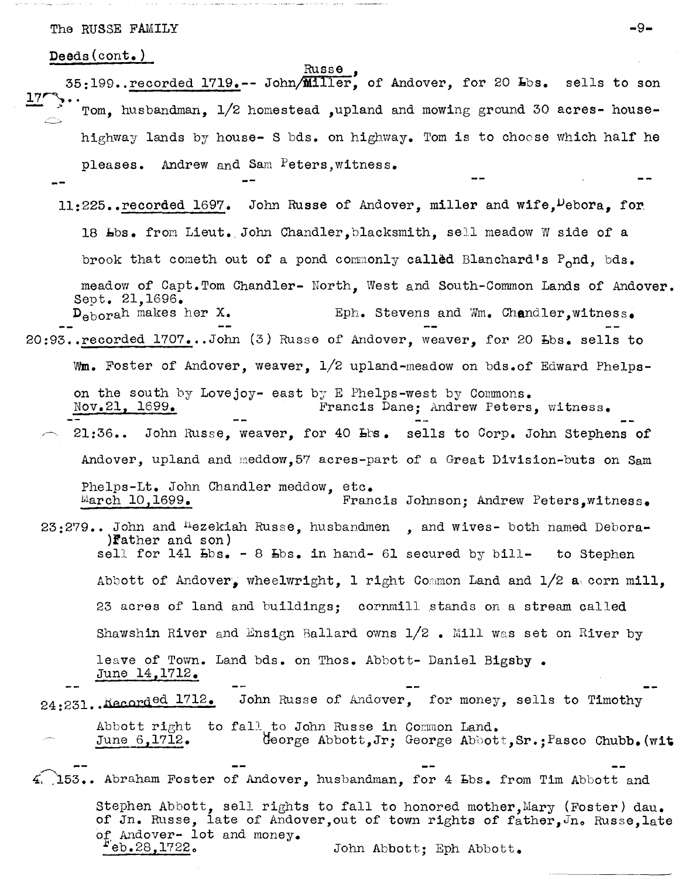The RUSSE FAMILY

Deeds(cont.)

35:199..recorded 1719.-- John Russe, Miller, of Andover, for 20 Lbs. sells to son Tom, husbandman, 1/2 homestead ,upland and mowing ground 30 acres- house- highway lands by house- S bds. on highway. Tom is to choose which half he pleases. Andrew and Sam Peters,witness.

-- -- -- --

11:225..recorded 1697. John Russe of Andover, miller and wife, Debora, for 18 Lbs. from Lieut. John Chandler,blacksmith, sell meadow W side of a brook that cometh out of a pond commonly called Blanchard's Pond, bds. meadow of Capt.Tom Chandler- North, West and South-Common Lands of Andover.
Sept. 21,1696.
Deborah makes her X. Eph. Stevens and Wm. Chandler,witness.

-- -- -- --

20:93..recorded 1707...John (3) Russe of Andover, weaver, for 20 Lbs. sells to Wm. Foster of Andover, weaver, 1/2 upland-meadow on bds.of Edward Phelps- on the south by Lovejoy- east by E Phelps-west by Commons.
Nov.21, 1699. Francis Dane; Andrew Peters, witness.

-- -- -- --

21:36.. John Russe, weaver, for 40 Lbs. sells to Corp. John Stephens of Andover, upland and meddow,57 acres-part of a Great Division-buts on Sam Phelps-Lt. John Chandler meddow, etc.
March 10,1699. Francis Johnson; Andrew Peters,witness.

23:279.. John and Hezekiah Russe, husbandmen , and wives- both named Debora- )Father and son)
sell for 141 Lbs. - 8 Lbs. in hand- 61 secured by bill- to Stephen Abbott of Andover, wheelwright, 1 right Common Land and 1/2 a corn mill, 23 acres of land and buildings; cornmill stands on a stream called Shawshin River and Ensign Ballard owns 1/2 . Mill was set on River by leave of Town. Land bds. on Thos. Abbott- Daniel Bigsby .
June 14,1712.

-- -- -- --

24:231..Recorded 1712. John Russe of Andover, for money, sells to Timothy Abbott right to fall to John Russe in Common Land.
June 6,1712. George Abbott,Jr; George Abbott,Sr.;Pasco Chubb.(wit

-- -- -- --

4 153.. Abraham Foster of Andover, husbandman, for 4 Lbs. from Tim Abbott and Stephen Abbott, sell rights to fall to honored mother,Mary (Foster) dau. of Jn. Russe, late of Andover,out of town rights of father,Jn. Russe,late of Andover- lot and money.
Feb.28,1722. John Abbott; Eph Abbott.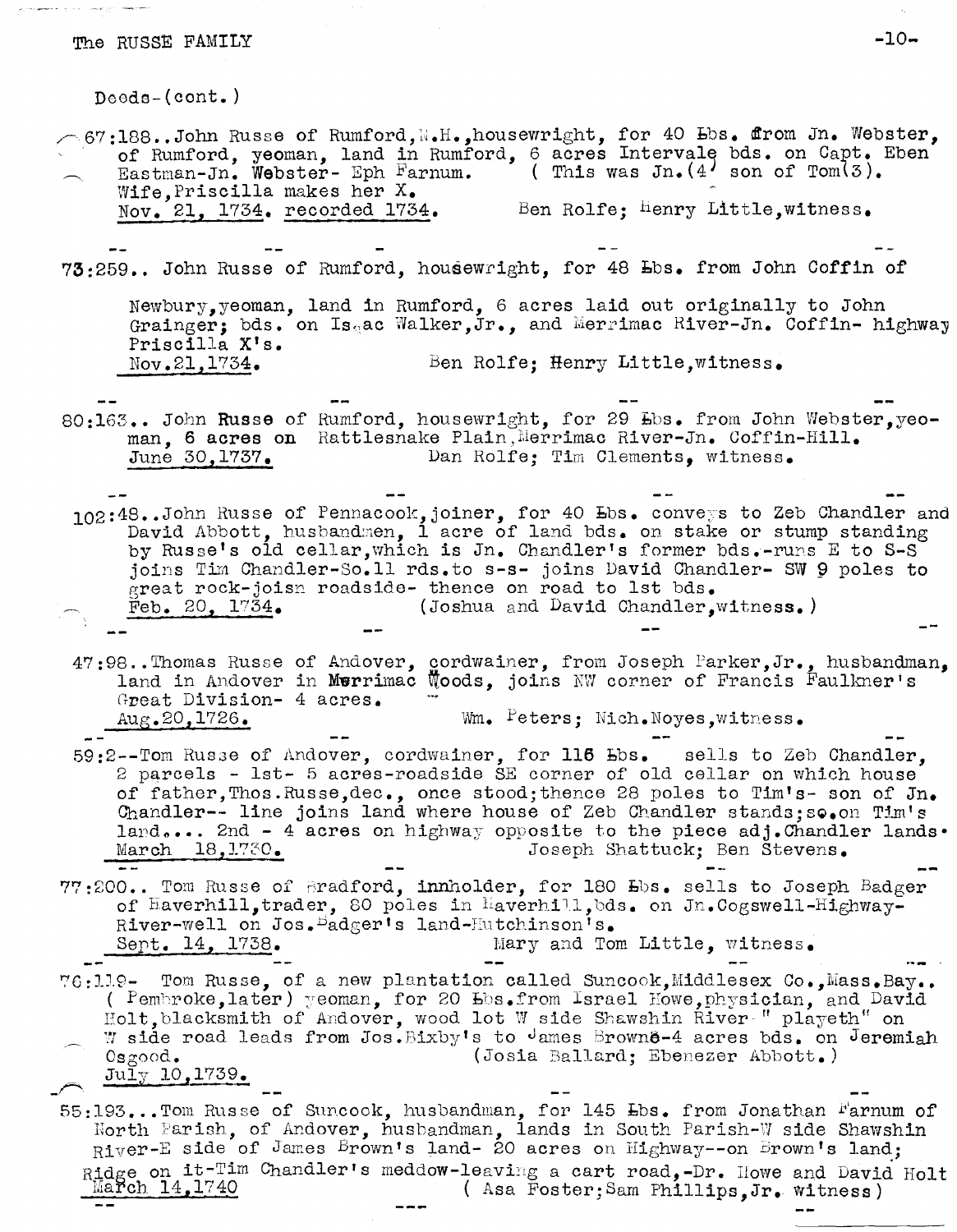Deeds-(cont.)

67:188..John Russe of Rumford,N.H.,housewright, for 40 Lbs. from Jn. Webster, of Rumford, yeoman, land in Rumford, 6 acres Intervale bds. on Capt. Eben Eastman-Jn. Webster- Eph Farnum. ( This was Jn.(4) son of Tom(3). Wife,Priscilla makes her X.
Nov. 21, 1734. recorded 1734. Ben Rolfe; Henry Little,witness.

73:259.. John Russe of Rumford, housewright, for 48 Lbs. from John Coffin of Newbury,yeoman, land in Rumford, 6 acres laid out originally to John Grainger; bds. on Isaac Walker,Jr., and Merrimac River-Jn. Coffin- highway Priscilla X's.
Nov.21,1734. Ben Rolfe; Henry Little,witness.

80:163.. John Russe of Rumford, housewright, for 29 Lbs. from John Webster,yeoman, 6 acres on Rattlesnake Plain,Merrimac River-Jn. Coffin-Hill.
June 30,1737. Dan Rolfe; Tim Clements, witness.

102:48..John Russe of Pennacook,joiner, for 40 Lbs. conveys to Zeb Chandler and David Abbott, husbandmen, 1 acre of land bds. on stake or stump standing by Russe's old cellar,which is Jn. Chandler's former bds.-runs E to S-S joins Tim Chandler-So.11 rds.to s-s- joins David Chandler- SW 9 poles to great rock-joisn roadside- thence on road to 1st bds.
Feb. 20, 1734. (Joshua and David Chandler,witness.)

47:98..Thomas Russe of Andover, cordwainer, from Joseph Parker,Jr., husbandman, land in Andover in Merrimac Woods, joins NW corner of Francis Faulkner's Great Division- 4 acres.
Aug.20,1726. Wm. Peters; Nich.Noyes,witness.

59:2--Tom Russe of Andover, cordwainer, for 116 Lbs. sells to Zeb Chandler, 2 parcels - 1st- 5 acres-roadside SE corner of old cellar on which house of father,Thos.Russe,dec., once stood;thence 28 poles to Tim's- son of Jn. Chandler-- line joins land where house of Zeb Chandler stands;so.on Tim's land.... 2nd - 4 acres on highway opposite to the piece adj.Chandler lands.
March 18,1730. Joseph Shattuck; Ben Stevens.

77:200.. Tom Russe of Bradford, innholder, for 180 Lbs. sells to Joseph Badger of Haverhill,trader, 80 poles in Haverhill,bds. on Jn.Cogswell-Highway-River-well on Jos.Badger's land-Hutchinson's.
Sept. 14, 1738. Mary and Tom Little, witness.

76:119- Tom Russe, of a new plantation called Suncook,Middlesex Co.,Mass.Bay.. ( Pembroke,later) yeoman, for 20 Lbs.from Israel Howe,physician, and David Holt,blacksmith of Andover, wood lot W side Shawshin River " playeth" on W side road leads from Jos.Bixby's to James Browne-4 acres bds. on Jeremiah Osgood. (Josia Ballard; Ebenezer Abbott.)
July 10,1739.

55:193...Tom Russe of Suncook, husbandman, for 145 Lbs. from Jonathan Farnum of North Parish, of Andover, husbandman, lands in South Parish-W side Shawshin River-E side of James Brown's land- 20 acres on Highway--on Brown's land; Ridge on it-Tim Chandler's meddow-leaving a cart road,-Dr. Howe and David Holt
March 14,1740 ( Asa Foster;Sam Phillips,Jr. witness)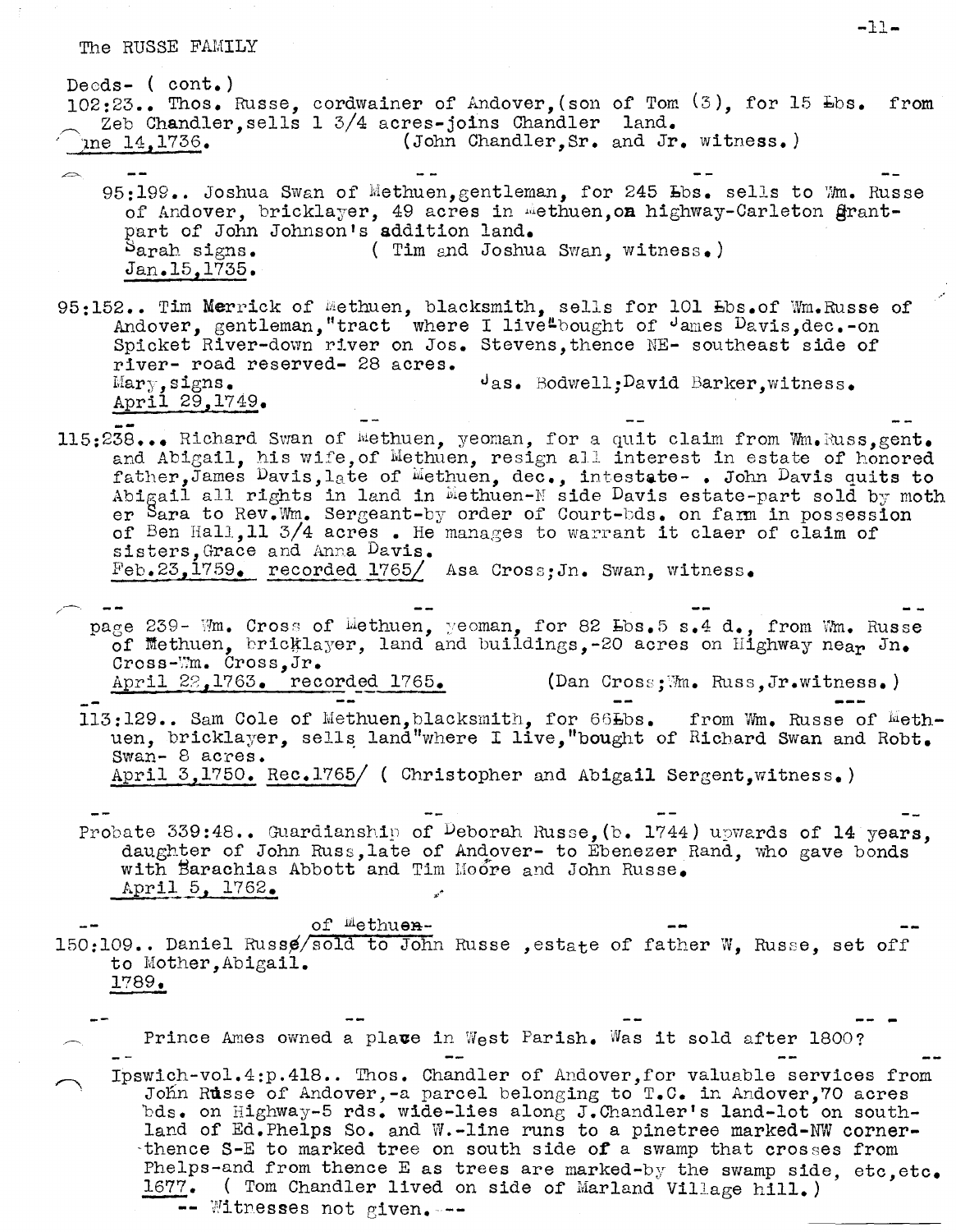The RUSSE FAMILY

Deeds- ( cont.)

102:23.. Thos. Russe, cordwainer of Andover,(son of Tom (3), for 15 Lbs. from Zeb Chandler,sells 1 3/4 acres-joins Chandler land.
June 14,1736. (John Chandler,Sr. and Jr. witness.)

-- -- -- --

95:199.. Joshua Swan of Methuen,gentleman, for 245 Lbs. sells to Wm. Russe of Andover, bricklayer, 49 acres in Methuen,on highway-Carleton grant-part of John Johnson's addition land.
Sarah signs. ( Tim and Joshua Swan, witness.)
Jan.15,1735.

95:152.. Tim Merrick of Methuen, blacksmith, sells for 101 Lbs.of Wm.Russe of Andover, gentleman,"tract where I live"bought of James Davis,dec.-on Spicket River-down river on Jos. Stevens,thence NE- southeast side of river- road reserved- 28 acres.
Mary,signs. Jas. Bodwell;David Barker,witness.
April 29,1749.

-- -- -- --

115:238... Richard Swan of Methuen, yeoman, for a quit claim from Wm.Russ,gent. and Abigail, his wife,of Methuen, resign all interest in estate of honored father,James Davis,late of Methuen, dec., intestate- . John Davis quits to Abigail all rights in land in Methuen-N side Davis estate-part sold by mother Sara to Rev.Wm. Sergeant-by order of Court-bds. on farm in possession of Ben Hall,11 3/4 acres . He manages to warrant it claer of claim of sisters,Grace and Anna Davis.
Feb.23,1759. recorded 1765/ Asa Cross;Jn. Swan, witness.

-- -- -- --

page 239- Wm. Cross of Methuen, yeoman, for 82 Lbs.5 s.4 d., from Wm. Russe of Methuen, bricklayer, land and buildings,-20 acres on Highway near Jn. Cross-Wm. Cross,Jr.
April 22,1763. recorded 1765. (Dan Cross;Wm. Russ,Jr.witness.)

-- -- -- ---

113:129.. Sam Cole of Methuen,blacksmith, for 66Lbs. from Wm. Russe of Methuen, bricklayer, sells land"where I live,"bought of Richard Swan and Robt. Swan- 8 acres.
April 3,1750. Rec.1765/ ( Christopher and Abigail Sergent,witness.)

-- -- -- --

Probate 339:48.. Guardianship of Deborah Russe,(b. 1744) upwards of 14 years, daughter of John Russ,late of Andover- to Ebenezer Rand, who gave bonds with Barachias Abbott and Tim Moore and John Russe.
April 5, 1762.

-- -- --

150:109.. Daniel ~~Russe~~/sold to John Russe ,estate of father W, Russe, set off to Mother,Abigail. [inserted above: of Methuen-]
1789.

-- -- -- -- --

Prince Ames owned a place in West Parish. Was it sold after 1800?

-- -- -- --

Ipswich-vol.4:p.418.. Thos. Chandler of Andover,for valuable services from John Russe of Andover,-a parcel belonging to T.C. in Andover,70 acres bds. on Highway-5 rds. wide-lies along J.Chandler's land-lot on south-land of Ed.Phelps So. and W.-line runs to a pinetree marked-NW corner-thence S-E to marked tree on south side of a swamp that crosses from Phelps-and from thence E as trees are marked-by the swamp side, etc,etc.
1677. ( Tom Chandler lived on side of Marland Village hill.)
-- Witnesses not given. --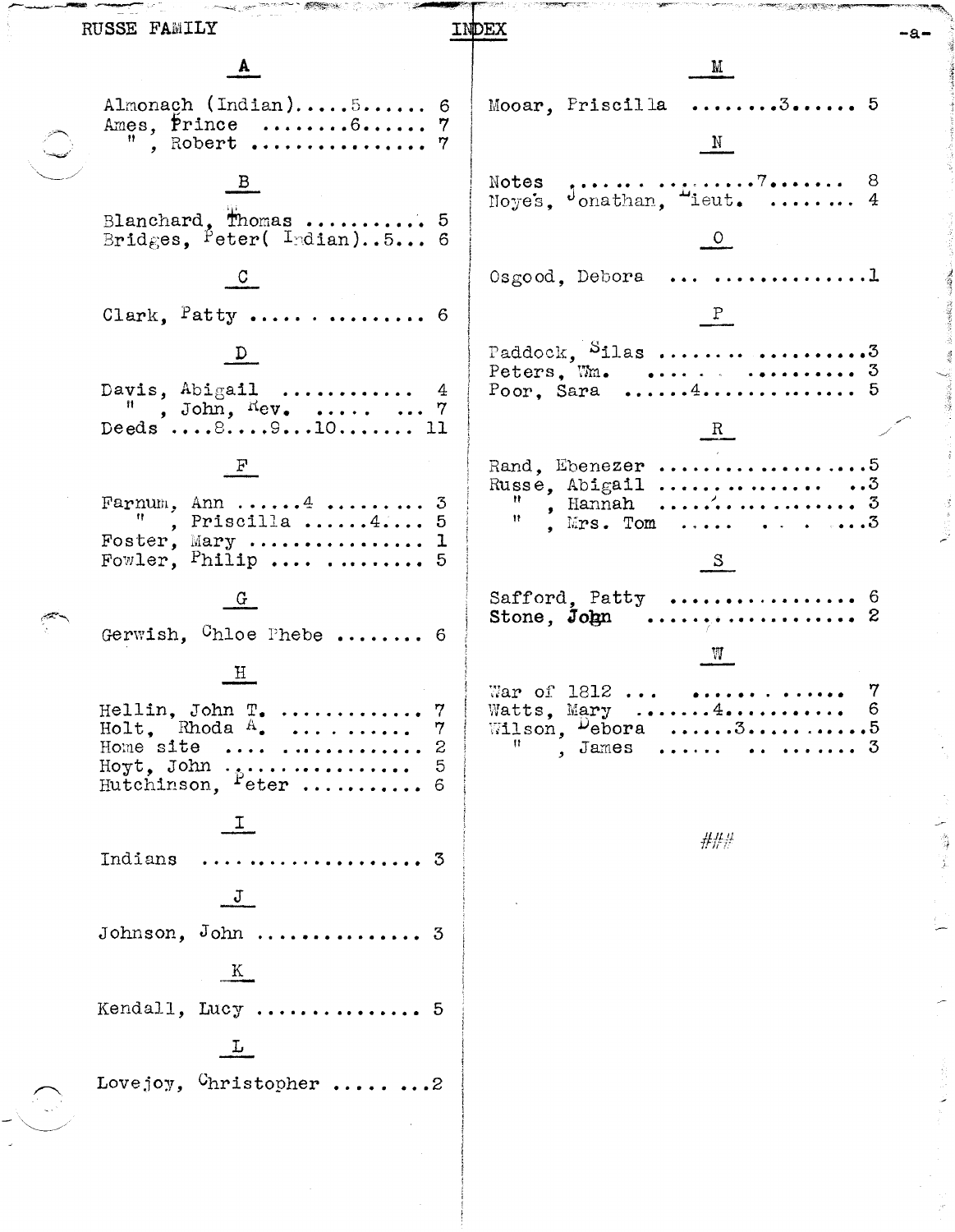RUSSE FAMILY

# INDEX

-a-

## A

Almonach (Indian).....5...... 6
Ames, Prince ........6...... 7
" , Robert ................ 7

## B

Blanchard, Thomas .......... 5
Bridges, Peter( Indian)..5... 6

## C

Clark, Patty .... ......... 6

## D

Davis, Abigail ............ 4
" , John, Rev. ..... ... 7
Deeds ....8....9...10....... 11

## F

Farnum, Ann ......4 ......... 3
" , Priscilla ......4.... 5
Foster, Mary ............... 1
Fowler, Philip .... ........ 5

## G

Gerwish, Chloe Phebe ....... 6

## H

Hellin, John T. ............ 7
Holt, Rhoda A. .......... 7
Home site .... ........... 2
Hoyt, John ................ 5
Hutchinson, Peter .......... 6

## I

Indians .................. 3

## J

Johnson, John .............. 3

## K

Kendall, Lucy .............. 5

## L

Lovejoy, Christopher ..... ...2

## M

Mooar, Priscilla ........3...... 5

## N

Notes ....... ........7....... 8
Noyes, Jonathan, Lieut. ....... 4

## O

Osgood, Debora ... ..............1

## P

Paddock, Silas ....... ..........3
Peters, Wm. ..... .......... 3
Poor, Sara ......4............. 5

## R

Rand, Ebenezer .................5
Russe, Abigail ............... ..3
" , Hannah ................. 3
" , Mrs. Tom ..... . . . ...3

## S

Safford, Patty ................ 6
Stone, John .................. 2

## W

War of 1812 ... ........... ..... 7
Watts, Mary .......4........... 6
Wilson, Debora ......3...........5
" , James ...... .. ....... 3

###